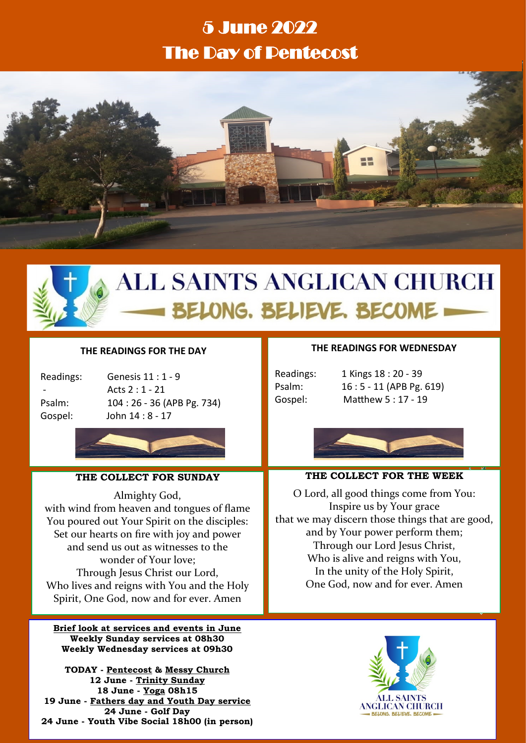# 5 June 2022
# The Day of Pentecost

## ALL SAINTS ANGLICAN CHURCH
BELONG. BELIEVE. BECOME

### THE READINGS FOR THE DAY

| | |
|---|---|
| Readings: | Genesis 11 : 1 - 9 |
| - | Acts 2 : 1 - 21 |
| Psalm: | 104 : 26 - 36 (APB Pg. 734) |
| Gospel: | John 14 : 8 - 17 |

### THE READINGS FOR WEDNESDAY

| | |
|---|---|
| Readings: | 1 Kings 18 : 20 - 39 |
| Psalm: | 16 : 5 - 11 (APB Pg. 619) |
| Gospel: | Matthew 5 : 17 - 19 |

### THE COLLECT FOR SUNDAY

Almighty God,
with wind from heaven and tongues of flame
You poured out Your Spirit on the disciples:
Set our hearts on fire with joy and power
and send us out as witnesses to the
wonder of Your love;
Through Jesus Christ our Lord,
Who lives and reigns with You and the Holy
Spirit, One God, now and for ever. Amen

### THE COLLECT FOR THE WEEK

O Lord, all good things come from You:
Inspire us by Your grace
that we may discern those things that are good,
and by Your power perform them;
Through our Lord Jesus Christ,
Who is alive and reigns with You,
In the unity of the Holy Spirit,
One God, now and for ever. Amen

**Brief look at services and events in June**
**Weekly Sunday services at 08h30**
**Weekly Wednesday services at 09h30**

**TODAY - Pentecost & Messy Church**
**12 June - Trinity Sunday**
**18 June - Yoga 08h15**
**19 June - Fathers day and Youth Day service**
**24 June - Golf Day**
**24 June - Youth Vibe Social 18h00 (in person)**

ALL SAINTS ANGLICAN CHURCH
BELONG. BELIEVE. BECOME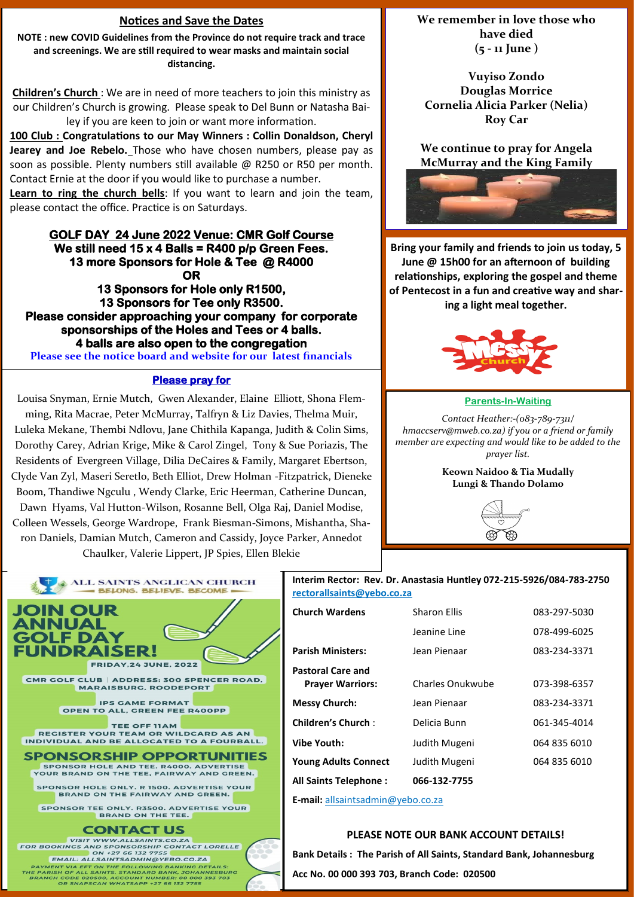## Notices and Save the Dates

**NOTE : new COVID Guidelines from the Province do not require track and trace and screenings. We are still required to wear masks and maintain social distancing.**

**Children's Church** : We are in need of more teachers to join this ministry as our Children's Church is growing. Please speak to Del Bunn or Natasha Bailey if you are keen to join or want more information.

**100 Club : Congratulations to our May Winners : Collin Donaldson, Cheryl Jearey and Joe Rebelo.** Those who have chosen numbers, please pay as soon as possible. Plenty numbers still available @ R250 or R50 per month. Contact Ernie at the door if you would like to purchase a number.

**Learn to ring the church bells**: If you want to learn and join the team, please contact the office. Practice is on Saturdays.

**GOLF DAY 24 June 2022 Venue: CMR Golf Course**
**We still need 15 x 4 Balls = R400 p/p Green Fees.**
**13 more Sponsors for Hole & Tee @ R4000**
**OR**
**13 Sponsors for Hole only R1500,**
**13 Sponsors for Tee only R3500.**
**Please consider approaching your company for corporate sponsorships of the Holes and Tees or 4 balls.**
**4 balls are also open to the congregation**
**Please see the notice board and website for our latest financials**

### Please pray for

Louisa Snyman, Ernie Mutch, Gwen Alexander, Elaine Elliott, Shona Flemming, Rita Macrae, Peter McMurray, Talfryn & Liz Davies, Thelma Muir, Luleka Mekane, Thembi Ndlovu, Jane Chithila Kapanga, Judith & Colin Sims, Dorothy Carey, Adrian Krige, Mike & Carol Zingel, Tony & Sue Poriazis, The Residents of Evergreen Village, Dilia DeCaires & Family, Margaret Ebertson, Clyde Van Zyl, Maseri Seretlo, Beth Elliot, Drew Holman -Fitzpatrick, Dieneke Boom, Thandiwe Ngculu , Wendy Clarke, Eric Heerman, Catherine Duncan, Dawn Hyams, Val Hutton-Wilson, Rosanne Bell, Olga Raj, Daniel Modise, Colleen Wessels, George Wardrope, Frank Biesman-Simons, Mishantha, Sharon Daniels, Damian Mutch, Cameron and Cassidy, Joyce Parker, Annedot Chaulker, Valerie Lippert, JP Spies, Ellen Blekie

**We remember in love those who have died**
**(5 - 11 June )**

**Vuyiso Zondo**
**Douglas Morrice**
**Cornelia Alicia Parker (Nelia)**
**Roy Car**

**We continue to pray for Angela McMurray and the King Family**

**Bring your family and friends to join us today, 5 June @ 15h00 for an afternoon of building relationships, exploring the gospel and theme of Pentecost in a fun and creative way and sharing a light meal together.**

Messy Church

### Parents-In-Waiting

*Contact Heather:-(083-789-7311/ hmaccserv@mweb.co.za) if you or a friend or family member are expecting and would like to be added to the prayer list.*

**Keown Naidoo & Tia Mudally**
**Lungi & Thando Dolamo**

ALL SAINTS ANGLICAN CHURCH
BELONG. BELIEVE. BECOME

# JOIN OUR ANNUAL GOLF DAY FUNDRAISER!

FRIDAY,24 JUNE, 2022

CMR GOLF CLUB | ADDRESS: 300 SPENCER ROAD, MARAISBURG, ROODEPORT

IPS GAME FORMAT
OPEN TO ALL, GREEN FEE R400PP

TEE OFF 11AM
REGISTER YOUR TEAM OR WILDCARD AS AN INDIVIDUAL AND BE ALLOCATED TO A FOURBALL.

## SPONSORSHIP OPPORTUNITIES

SPONSOR HOLE AND TEE. R4000. ADVERTISE YOUR BRAND ON THE TEE, FAIRWAY AND GREEN.

SPONSOR HOLE ONLY. R 1500. ADVERTISE YOUR BRAND ON THE FAIRWAY AND GREEN.

SPONSOR TEE ONLY. R3500. ADVERTISE YOUR BRAND ON THE TEE.

## CONTACT US

VISIT WWW.ALLSAINTS.CO.ZA
FOR BOOKINGS AND SPONSORSHIP CONTACT LORELLE ON +27 66 132 7755
EMAIL: ALLSAINTSADMIN@YEBO.CO.ZA
PAYMENT VIA EFT ON THE FOLLOWING BANKING DETAILS: THE PARISH OF ALL SAINTS, STANDARD BANK, JOHANNESBURG BRANCH CODE 020500, ACCOUNT NUMBER: 00 000 393 703 OR SNAPSCAN WHATSAPP +27 66 132 7755

**Interim Rector: Rev. Dr. Anastasia Huntley 072-215-5926/084-783-2750** rectorallsaints@yebo.co.za

| | | |
|---|---|---|
| **Church Wardens** | Sharon Ellis | 083-297-5030 |
| | Jeanine Line | 078-499-6025 |
| **Parish Ministers:** | Jean Pienaar | 083-234-3371 |
| **Pastoral Care and Prayer Warriors:** | Charles Onukwube | 073-398-6357 |
| **Messy Church:** | Jean Pienaar | 083-234-3371 |
| **Children's Church** : | Delicia Bunn | 061-345-4014 |
| **Vibe Youth:** | Judith Mugeni | 064 835 6010 |
| **Young Adults Connect** | Judith Mugeni | 064 835 6010 |
| **All Saints Telephone :** | **066-132-7755** | |

**E-mail:** allsaintsadmin@yebo.co.za

**PLEASE NOTE OUR BANK ACCOUNT DETAILS!**

**Bank Details : The Parish of All Saints, Standard Bank, Johannesburg**

**Acc No. 00 000 393 703, Branch Code: 020500**